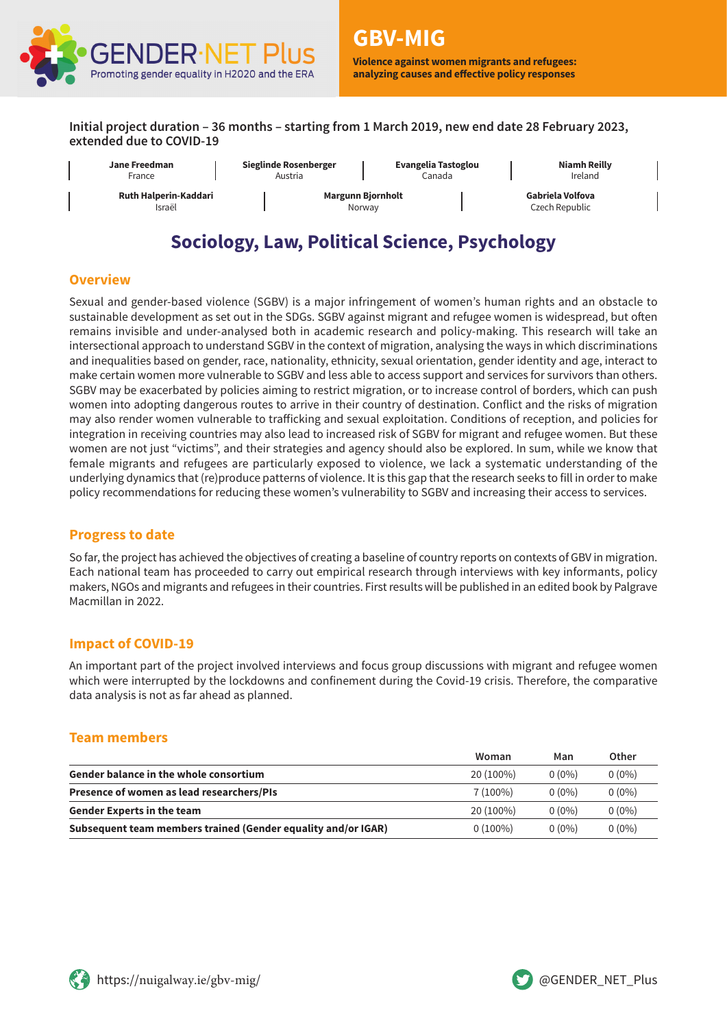GENDER·NET Plus
Promoting gender equality in H2020 and the ERA

# GBV-MIG

**Violence against women migrants and refugees: analyzing causes and effective policy responses**

**Initial project duration – 36 months – starting from 1 March 2019, new end date 28 February 2023, extended due to COVID-19**

**Jane Freedman**
France

**Sieglinde Rosenberger**
Austria

**Evangelia Tastoglou**
Canada

**Niamh Reilly**
Ireland

**Ruth Halperin-Kaddari**
Israël

**Margunn Bjornholt**
Norway

**Gabriela Volfova**
Czech Republic

## Sociology, Law, Political Science, Psychology

### Overview

Sexual and gender-based violence (SGBV) is a major infringement of women's human rights and an obstacle to sustainable development as set out in the SDGs. SGBV against migrant and refugee women is widespread, but often remains invisible and under-analysed both in academic research and policy-making. This research will take an intersectional approach to understand SGBV in the context of migration, analysing the ways in which discriminations and inequalities based on gender, race, nationality, ethnicity, sexual orientation, gender identity and age, interact to make certain women more vulnerable to SGBV and less able to access support and services for survivors than others. SGBV may be exacerbated by policies aiming to restrict migration, or to increase control of borders, which can push women into adopting dangerous routes to arrive in their country of destination. Conflict and the risks of migration may also render women vulnerable to trafficking and sexual exploitation. Conditions of reception, and policies for integration in receiving countries may also lead to increased risk of SGBV for migrant and refugee women. But these women are not just "victims", and their strategies and agency should also be explored. In sum, while we know that female migrants and refugees are particularly exposed to violence, we lack a systematic understanding of the underlying dynamics that (re)produce patterns of violence. It is this gap that the research seeks to fill in order to make policy recommendations for reducing these women's vulnerability to SGBV and increasing their access to services.

### Progress to date

So far, the project has achieved the objectives of creating a baseline of country reports on contexts of GBV in migration. Each national team has proceeded to carry out empirical research through interviews with key informants, policy makers, NGOs and migrants and refugees in their countries. First results will be published in an edited book by Palgrave Macmillan in 2022.

### Impact of COVID-19

An important part of the project involved interviews and focus group discussions with migrant and refugee women which were interrupted by the lockdowns and confinement during the Covid-19 crisis. Therefore, the comparative data analysis is not as far ahead as planned.

### Team members

| | Woman | Man | Other |
|---|---|---|---|
| **Gender balance in the whole consortium** | 20 (100%) | 0 (0%) | 0 (0%) |
| **Presence of women as lead researchers/PIs** | 7 (100%) | 0 (0%) | 0 (0%) |
| **Gender Experts in the team** | 20 (100%) | 0 (0%) | 0 (0%) |
| **Subsequent team members trained (Gender equality and/or IGAR)** | 0 (100%) | 0 (0%) | 0 (0%) |

https://nuigalway.ie/gbv-mig/

@GENDER_NET_Plus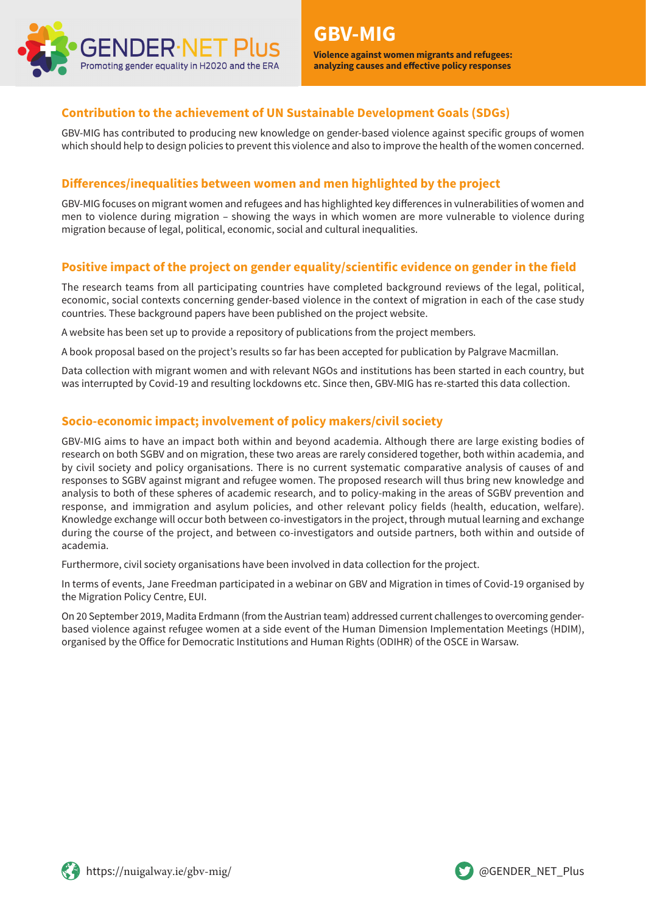## Contribution to the achievement of UN Sustainable Development Goals (SDGs)

GBV-MIG has contributed to producing new knowledge on gender-based violence against specific groups of women which should help to design policies to prevent this violence and also to improve the health of the women concerned.

## Differences/inequalities between women and men highlighted by the project

GBV-MIG focuses on migrant women and refugees and has highlighted key differences in vulnerabilities of women and men to violence during migration – showing the ways in which women are more vulnerable to violence during migration because of legal, political, economic, social and cultural inequalities.

## Positive impact of the project on gender equality/scientific evidence on gender in the field

The research teams from all participating countries have completed background reviews of the legal, political, economic, social contexts concerning gender-based violence in the context of migration in each of the case study countries. These background papers have been published on the project website.

A website has been set up to provide a repository of publications from the project members.

A book proposal based on the project's results so far has been accepted for publication by Palgrave Macmillan.

Data collection with migrant women and with relevant NGOs and institutions has been started in each country, but was interrupted by Covid-19 and resulting lockdowns etc. Since then, GBV-MIG has re-started this data collection.

## Socio-economic impact; involvement of policy makers/civil society

GBV-MIG aims to have an impact both within and beyond academia. Although there are large existing bodies of research on both SGBV and on migration, these two areas are rarely considered together, both within academia, and by civil society and policy organisations. There is no current systematic comparative analysis of causes of and responses to SGBV against migrant and refugee women. The proposed research will thus bring new knowledge and analysis to both of these spheres of academic research, and to policy-making in the areas of SGBV prevention and response, and immigration and asylum policies, and other relevant policy fields (health, education, welfare). Knowledge exchange will occur both between co-investigators in the project, through mutual learning and exchange during the course of the project, and between co-investigators and outside partners, both within and outside of academia.

Furthermore, civil society organisations have been involved in data collection for the project.

In terms of events, Jane Freedman participated in a webinar on GBV and Migration in times of Covid-19 organised by the Migration Policy Centre, EUI.

On 20 September 2019, Madita Erdmann (from the Austrian team) addressed current challenges to overcoming gender-based violence against refugee women at a side event of the Human Dimension Implementation Meetings (HDIM), organised by the Office for Democratic Institutions and Human Rights (ODIHR) of the OSCE in Warsaw.

https://nuigalway.ie/gbv-mig/

@GENDER_NET_Plus